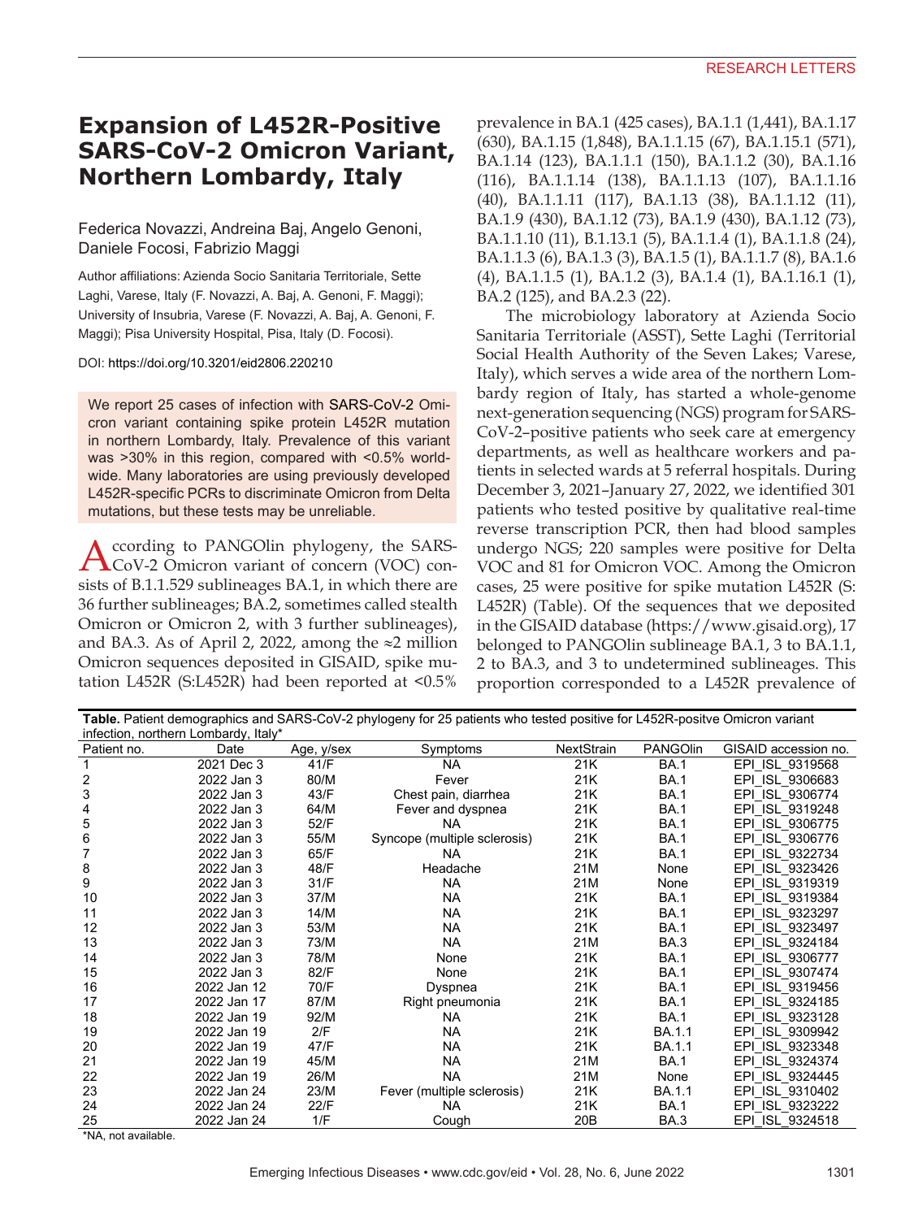# Expansion of L452R-Positive SARS-CoV-2 Omicron Variant, Northern Lombardy, Italy

Federica Novazzi, Andreina Baj, Angelo Genoni, Daniele Focosi, Fabrizio Maggi

Author affiliations: Azienda Socio Sanitaria Territoriale, Sette Laghi, Varese, Italy (F. Novazzi, A. Baj, A. Genoni, F. Maggi); University of Insubria, Varese (F. Novazzi, A. Baj, A. Genoni, F. Maggi); Pisa University Hospital, Pisa, Italy (D. Focosi).

DOI: https://doi.org/10.3201/eid2806.220210

We report 25 cases of infection with SARS-CoV-2 Omicron variant containing spike protein L452R mutation in northern Lombardy, Italy. Prevalence of this variant was >30% in this region, compared with <0.5% worldwide. Many laboratories are using previously developed L452R-specific PCRs to discriminate Omicron from Delta mutations, but these tests may be unreliable.

According to PANGOlin phylogeny, the SARS-CoV-2 Omicron variant of concern (VOC) consists of B.1.1.529 sublineages BA.1, in which there are 36 further sublineages; BA.2, sometimes called stealth Omicron or Omicron 2, with 3 further sublineages), and BA.3. As of April 2, 2022, among the ≈2 million Omicron sequences deposited in GISAID, spike mutation L452R (S:L452R) had been reported at <0.5% prevalence in BA.1 (425 cases), BA.1.1 (1,441), BA.1.17 (630), BA.1.15 (1,848), BA.1.1.15 (67), BA.1.15.1 (571), BA.1.14 (123), BA.1.1.1 (150), BA.1.1.2 (30), BA.1.16 (116), BA.1.1.14 (138), BA.1.1.13 (107), BA.1.1.16 (40), BA.1.1.11 (117), BA.1.13 (38), BA.1.1.12 (11), BA.1.9 (430), BA.1.12 (73), BA.1.9 (430), BA.1.12 (73), BA.1.1.10 (11), B.1.13.1 (5), BA.1.1.4 (1), BA.1.1.8 (24), BA.1.1.3 (6), BA.1.3 (3), BA.1.5 (1), BA.1.1.7 (8), BA.1.6 (4), BA.1.1.5 (1), BA.1.2 (3), BA.1.4 (1), BA.1.16.1 (1), BA.2 (125), and BA.2.3 (22).

The microbiology laboratory at Azienda Socio Sanitaria Territoriale (ASST), Sette Laghi (Territorial Social Health Authority of the Seven Lakes; Varese, Italy), which serves a wide area of the northern Lombardy region of Italy, has started a whole-genome next-generation sequencing (NGS) program for SARS-CoV-2–positive patients who seek care at emergency departments, as well as healthcare workers and patients in selected wards at 5 referral hospitals. During December 3, 2021–January 27, 2022, we identified 301 patients who tested positive by qualitative real-time reverse transcription PCR, then had blood samples undergo NGS; 220 samples were positive for Delta VOC and 81 for Omicron VOC. Among the Omicron cases, 25 were positive for spike mutation L452R (S: L452R) (Table). Of the sequences that we deposited in the GISAID database (https://www.gisaid.org), 17 belonged to PANGOlin sublineage BA.1, 3 to BA.1.1, 2 to BA.3, and 3 to undetermined sublineages. This proportion corresponded to a L452R prevalence of

**Table.** Patient demographics and SARS-CoV-2 phylogeny for 25 patients who tested positive for L452R-positve Omicron variant infection, northern Lombardy, Italy*

| Patient no. | Date | Age, y/sex | Symptoms | NextStrain | PANGOlin | GISAID accession no. |
|---|---|---|---|---|---|---|
| 1 | 2021 Dec 3 | 41/F | NA | 21K | BA.1 | EPI_ISL_9319568 |
| 2 | 2022 Jan 3 | 80/M | Fever | 21K | BA.1 | EPI_ISL_9306683 |
| 3 | 2022 Jan 3 | 43/F | Chest pain, diarrhea | 21K | BA.1 | EPI_ISL_9306774 |
| 4 | 2022 Jan 3 | 64/M | Fever and dyspnea | 21K | BA.1 | EPI_ISL_9319248 |
| 5 | 2022 Jan 3 | 52/F | NA | 21K | BA.1 | EPI_ISL_9306775 |
| 6 | 2022 Jan 3 | 55/M | Syncope (multiple sclerosis) | 21K | BA.1 | EPI_ISL_9306776 |
| 7 | 2022 Jan 3 | 65/F | NA | 21K | BA.1 | EPI_ISL_9322734 |
| 8 | 2022 Jan 3 | 48/F | Headache | 21M | None | EPI_ISL_9323426 |
| 9 | 2022 Jan 3 | 31/F | NA | 21M | None | EPI_ISL_9319319 |
| 10 | 2022 Jan 3 | 37/M | NA | 21K | BA.1 | EPI_ISL_9319384 |
| 11 | 2022 Jan 3 | 14/M | NA | 21K | BA.1 | EPI_ISL_9323297 |
| 12 | 2022 Jan 3 | 53/M | NA | 21K | BA.1 | EPI_ISL_9323497 |
| 13 | 2022 Jan 3 | 73/M | NA | 21M | BA.3 | EPI_ISL_9324184 |
| 14 | 2022 Jan 3 | 78/M | None | 21K | BA.1 | EPI_ISL_9306777 |
| 15 | 2022 Jan 3 | 82/F | None | 21K | BA.1 | EPI_ISL_9307474 |
| 16 | 2022 Jan 12 | 70/F | Dyspnea | 21K | BA.1 | EPI_ISL_9319456 |
| 17 | 2022 Jan 17 | 87/M | Right pneumonia | 21K | BA.1 | EPI_ISL_9324185 |
| 18 | 2022 Jan 19 | 92/M | NA | 21K | BA.1 | EPI_ISL_9323128 |
| 19 | 2022 Jan 19 | 2/F | NA | 21K | BA.1.1 | EPI_ISL_9309942 |
| 20 | 2022 Jan 19 | 47/F | NA | 21K | BA.1.1 | EPI_ISL_9323348 |
| 21 | 2022 Jan 19 | 45/M | NA | 21M | BA.1 | EPI_ISL_9324374 |
| 22 | 2022 Jan 19 | 26/M | NA | 21M | None | EPI_ISL_9324445 |
| 23 | 2022 Jan 24 | 23/M | Fever (multiple sclerosis) | 21K | BA.1.1 | EPI_ISL_9310402 |
| 24 | 2022 Jan 24 | 22/F | NA | 21K | BA.1 | EPI_ISL_9323222 |
| 25 | 2022 Jan 24 | 1/F | Cough | 20B | BA.3 | EPI_ISL_9324518 |

*NA, not available.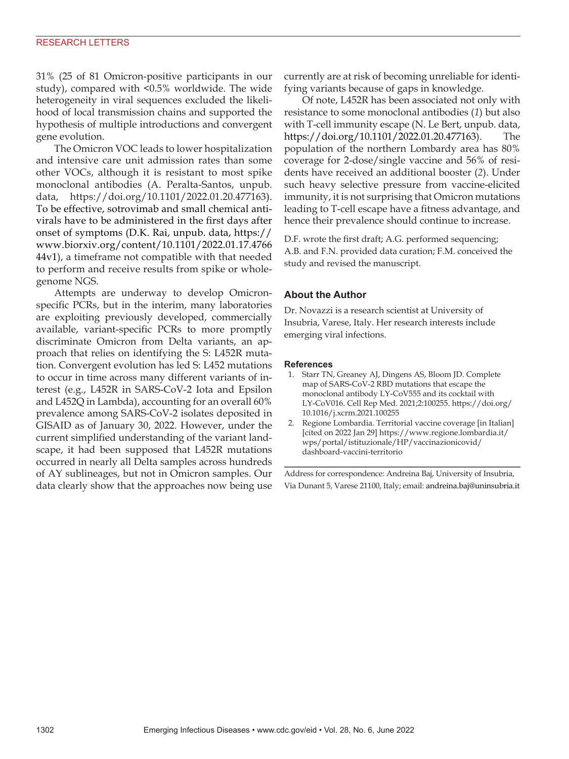31% (25 of 81 Omicron-positive participants in our study), compared with <0.5% worldwide. The wide heterogeneity in viral sequences excluded the likelihood of local transmission chains and supported the hypothesis of multiple introductions and convergent gene evolution.

The Omicron VOC leads to lower hospitalization and intensive care unit admission rates than some other VOCs, although it is resistant to most spike monoclonal antibodies (A. Peralta-Santos, unpub. data, https://doi.org/10.1101/2022.01.20.477163). To be effective, sotrovimab and small chemical antivirals have to be administered in the first days after onset of symptoms (D.K. Rai, unpub. data, https://www.biorxiv.org/content/10.1101/2022.01.17.476644v1), a timeframe not compatible with that needed to perform and receive results from spike or whole-genome NGS.

Attempts are underway to develop Omicron-specific PCRs, but in the interim, many laboratories are exploiting previously developed, commercially available, variant-specific PCRs to more promptly discriminate Omicron from Delta variants, an approach that relies on identifying the S: L452R mutation. Convergent evolution has led S: L452 mutations to occur in time across many different variants of interest (e.g., L452R in SARS-CoV-2 Iota and Epsilon and L452Q in Lambda), accounting for an overall 60% prevalence among SARS-CoV-2 isolates deposited in GISAID as of January 30, 2022. However, under the current simplified understanding of the variant landscape, it had been supposed that L452R mutations occurred in nearly all Delta samples across hundreds of AY sublineages, but not in Omicron samples. Our data clearly show that the approaches now being use currently are at risk of becoming unreliable for identifying variants because of gaps in knowledge.

Of note, L452R has been associated not only with resistance to some monoclonal antibodies (*1*) but also with T-cell immunity escape (N. Le Bert, unpub. data, https://doi.org/10.1101/2022.01.20.477163). The population of the northern Lombardy area has 80% coverage for 2-dose/single vaccine and 56% of residents have received an additional booster (*2*). Under such heavy selective pressure from vaccine-elicited immunity, it is not surprising that Omicron mutations leading to T-cell escape have a fitness advantage, and hence their prevalence should continue to increase.

D.F. wrote the first draft; A.G. performed sequencing; A.B. and F.N. provided data curation; F.M. conceived the study and revised the manuscript.

## About the Author

Dr. Novazzi is a research scientist at University of Insubria, Varese, Italy. Her research interests include emerging viral infections.

## References

1. Starr TN, Greaney AJ, Dingens AS, Bloom JD. Complete map of SARS-CoV-2 RBD mutations that escape the monoclonal antibody LY-CoV555 and its cocktail with LY-CoV016. Cell Rep Med. 2021;2:100255. https://doi.org/10.1016/j.xcrm.2021.100255
2. Regione Lombardia. Territorial vaccine coverage [in Italian] [cited on 2022 Jan 29] https://www.regione.lombardia.it/wps/portal/istituzionale/HP/vaccinazionicovid/dashboard-vaccini-territorio

Address for correspondence: Andreina Baj, University of Insubria, Via Dunant 5, Varese 21100, Italy; email: andreina.baj@uninsubria.it